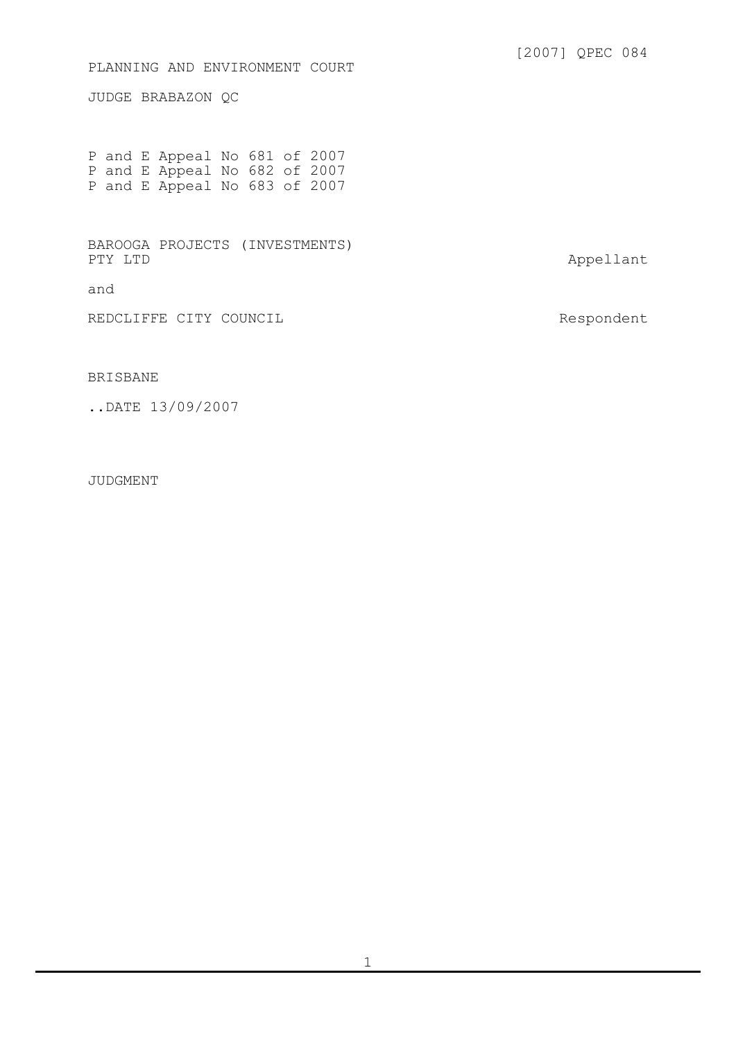[2007] QPEC 084

PLANNING AND ENVIRONMENT COURT

JUDGE BRABAZON QC

P and E Appeal No 681 of 2007
P and E Appeal No 682 of 2007
P and E Appeal No 683 of 2007

BAROOGA PROJECTS (INVESTMENTS) PTY LTD — Appellant

and

REDCLIFFE CITY COUNCIL — Respondent

BRISBANE

..DATE 13/09/2007

JUDGMENT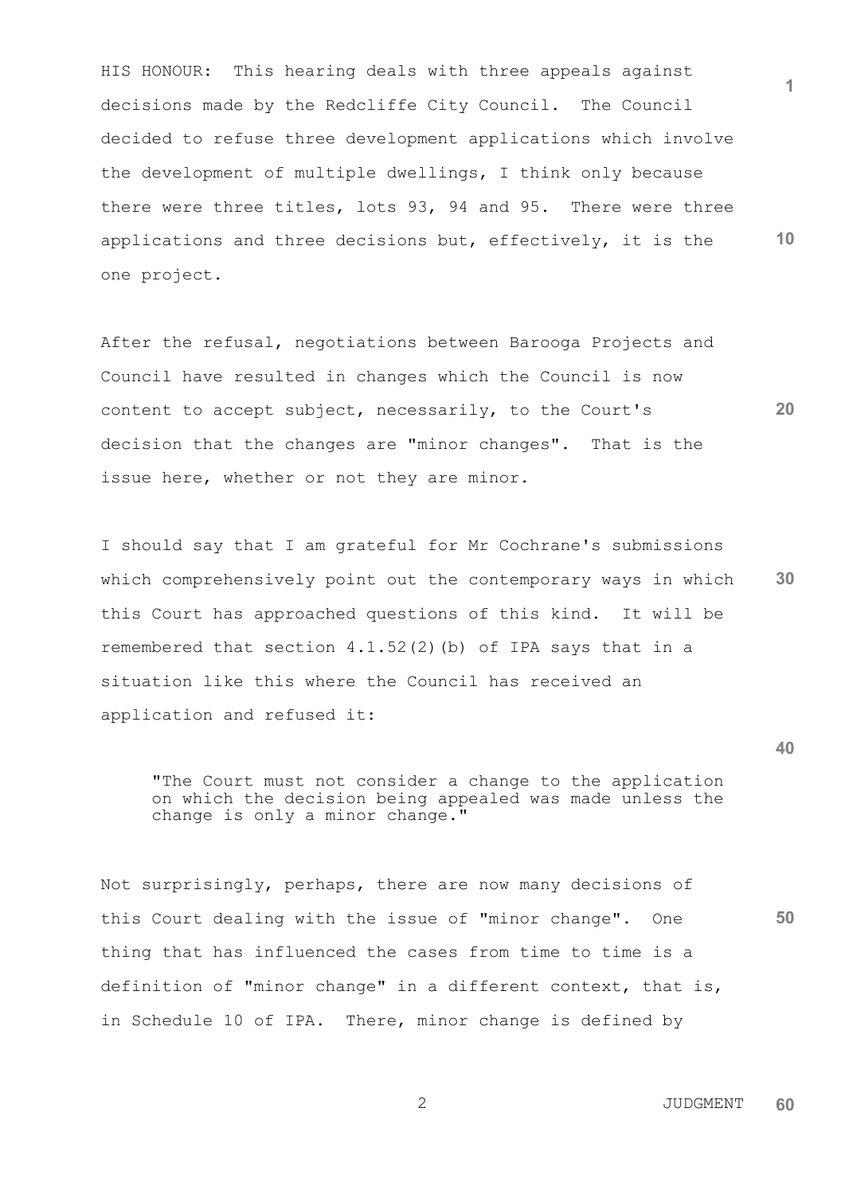HIS HONOUR: This hearing deals with three appeals against decisions made by the Redcliffe City Council. The Council decided to refuse three development applications which involve the development of multiple dwellings, I think only because there were three titles, lots 93, 94 and 95. There were three applications and three decisions but, effectively, it is the one project.

After the refusal, negotiations between Barooga Projects and Council have resulted in changes which the Council is now content to accept subject, necessarily, to the Court's decision that the changes are "minor changes". That is the issue here, whether or not they are minor.

I should say that I am grateful for Mr Cochrane's submissions which comprehensively point out the contemporary ways in which this Court has approached questions of this kind. It will be remembered that section 4.1.52(2)(b) of IPA says that in a situation like this where the Council has received an application and refused it:

> "The Court must not consider a change to the application on which the decision being appealed was made unless the change is only a minor change."

Not surprisingly, perhaps, there are now many decisions of this Court dealing with the issue of "minor change". One thing that has influenced the cases from time to time is a definition of "minor change" in a different context, that is, in Schedule 10 of IPA. There, minor change is defined by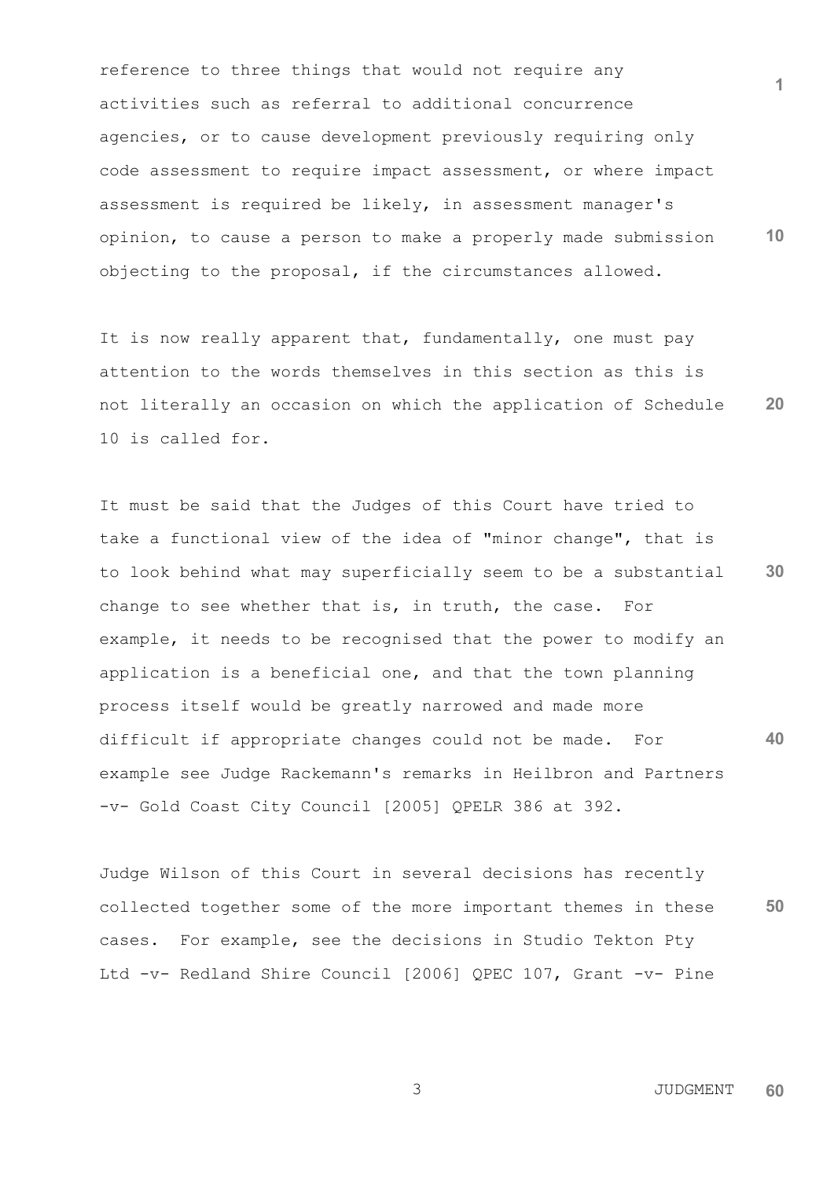reference to three things that would not require any activities such as referral to additional concurrence agencies, or to cause development previously requiring only code assessment to require impact assessment, or where impact assessment is required be likely, in assessment manager's opinion, to cause a person to make a properly made submission objecting to the proposal, if the circumstances allowed.

It is now really apparent that, fundamentally, one must pay attention to the words themselves in this section as this is not literally an occasion on which the application of Schedule 10 is called for.

It must be said that the Judges of this Court have tried to take a functional view of the idea of "minor change", that is to look behind what may superficially seem to be a substantial change to see whether that is, in truth, the case. For example, it needs to be recognised that the power to modify an application is a beneficial one, and that the town planning process itself would be greatly narrowed and made more difficult if appropriate changes could not be made. For example see Judge Rackemann's remarks in Heilbron and Partners -v- Gold Coast City Council [2005] QPELR 386 at 392.

Judge Wilson of this Court in several decisions has recently collected together some of the more important themes in these cases. For example, see the decisions in Studio Tekton Pty Ltd -v- Redland Shire Council [2006] QPEC 107, Grant -v- Pine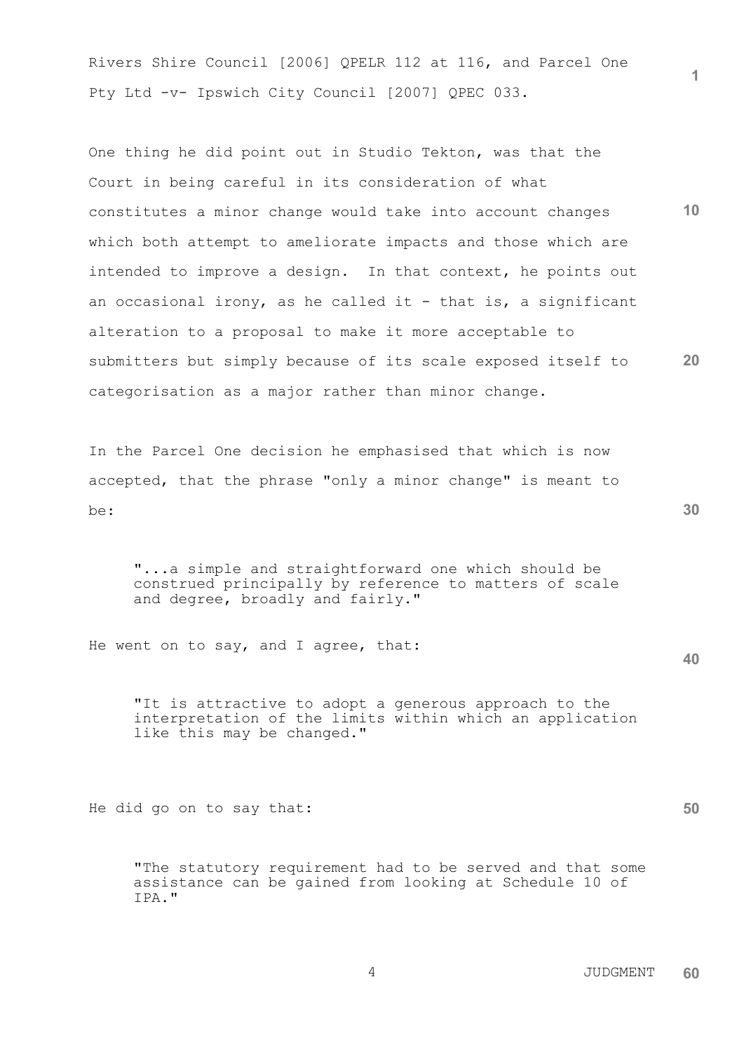Rivers Shire Council [2006] QPELR 112 at 116, and Parcel One Pty Ltd -v- Ipswich City Council [2007] QPEC 033.

One thing he did point out in Studio Tekton, was that the Court in being careful in its consideration of what constitutes a minor change would take into account changes which both attempt to ameliorate impacts and those which are intended to improve a design. In that context, he points out an occasional irony, as he called it - that is, a significant alteration to a proposal to make it more acceptable to submitters but simply because of its scale exposed itself to categorisation as a major rather than minor change.

In the Parcel One decision he emphasised that which is now accepted, that the phrase "only a minor change" is meant to be:

> "...a simple and straightforward one which should be construed principally by reference to matters of scale and degree, broadly and fairly."

He went on to say, and I agree, that:

> "It is attractive to adopt a generous approach to the interpretation of the limits within which an application like this may be changed."

He did go on to say that:

> "The statutory requirement had to be served and that some assistance can be gained from looking at Schedule 10 of IPA."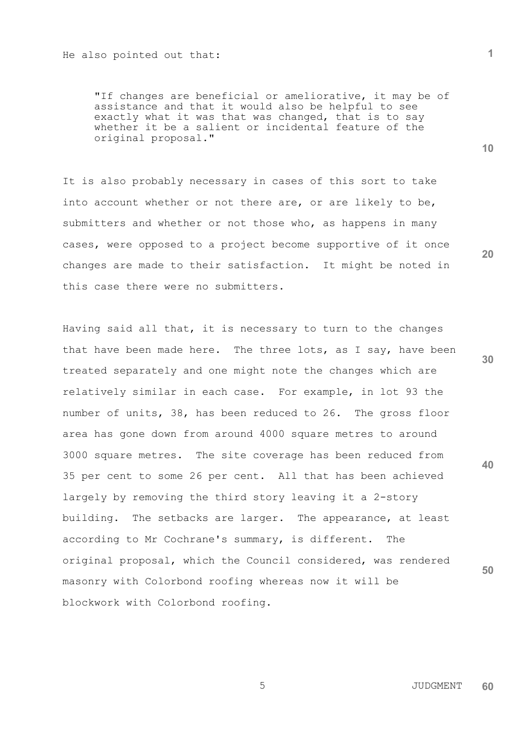He also pointed out that:

> "If changes are beneficial or ameliorative, it may be of assistance and that it would also be helpful to see exactly what it was that was changed, that is to say whether it be a salient or incidental feature of the original proposal."

It is also probably necessary in cases of this sort to take into account whether or not there are, or are likely to be, submitters and whether or not those who, as happens in many cases, were opposed to a project become supportive of it once changes are made to their satisfaction. It might be noted in this case there were no submitters.

Having said all that, it is necessary to turn to the changes that have been made here. The three lots, as I say, have been treated separately and one might note the changes which are relatively similar in each case. For example, in lot 93 the number of units, 38, has been reduced to 26. The gross floor area has gone down from around 4000 square metres to around 3000 square metres. The site coverage has been reduced from 35 per cent to some 26 per cent. All that has been achieved largely by removing the third story leaving it a 2-story building. The setbacks are larger. The appearance, at least according to Mr Cochrane's summary, is different. The original proposal, which the Council considered, was rendered masonry with Colorbond roofing whereas now it will be blockwork with Colorbond roofing.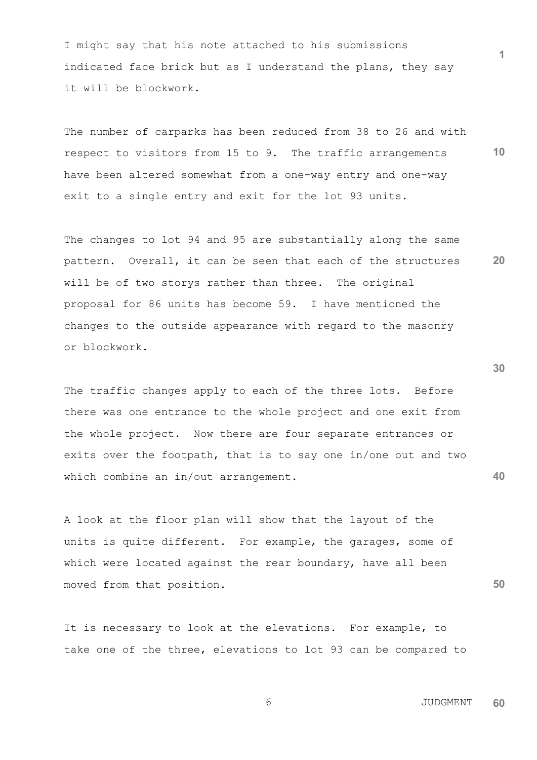I might say that his note attached to his submissions indicated face brick but as I understand the plans, they say it will be blockwork.

The number of carparks has been reduced from 38 to 26 and with respect to visitors from 15 to 9. The traffic arrangements have been altered somewhat from a one-way entry and one-way exit to a single entry and exit for the lot 93 units.

The changes to lot 94 and 95 are substantially along the same pattern. Overall, it can be seen that each of the structures will be of two storys rather than three. The original proposal for 86 units has become 59. I have mentioned the changes to the outside appearance with regard to the masonry or blockwork.

The traffic changes apply to each of the three lots. Before there was one entrance to the whole project and one exit from the whole project. Now there are four separate entrances or exits over the footpath, that is to say one in/one out and two which combine an in/out arrangement.

A look at the floor plan will show that the layout of the units is quite different. For example, the garages, some of which were located against the rear boundary, have all been moved from that position.

It is necessary to look at the elevations. For example, to take one of the three, elevations to lot 93 can be compared to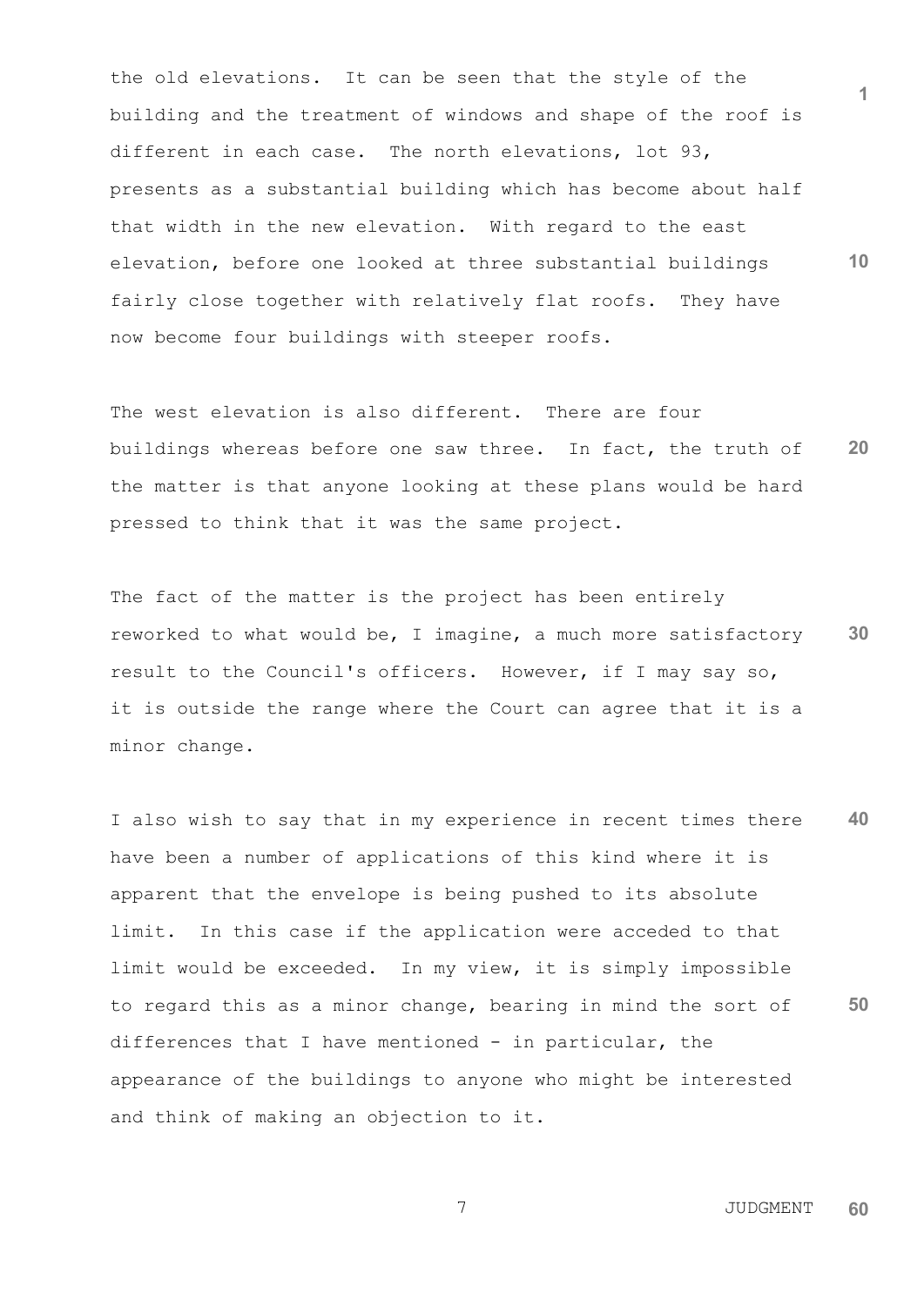the old elevations. It can be seen that the style of the building and the treatment of windows and shape of the roof is different in each case. The north elevations, lot 93, presents as a substantial building which has become about half that width in the new elevation. With regard to the east elevation, before one looked at three substantial buildings fairly close together with relatively flat roofs. They have now become four buildings with steeper roofs.

The west elevation is also different. There are four buildings whereas before one saw three. In fact, the truth of the matter is that anyone looking at these plans would be hard pressed to think that it was the same project.

The fact of the matter is the project has been entirely reworked to what would be, I imagine, a much more satisfactory result to the Council's officers. However, if I may say so, it is outside the range where the Court can agree that it is a minor change.

I also wish to say that in my experience in recent times there have been a number of applications of this kind where it is apparent that the envelope is being pushed to its absolute limit. In this case if the application were acceded to that limit would be exceeded. In my view, it is simply impossible to regard this as a minor change, bearing in mind the sort of differences that I have mentioned - in particular, the appearance of the buildings to anyone who might be interested and think of making an objection to it.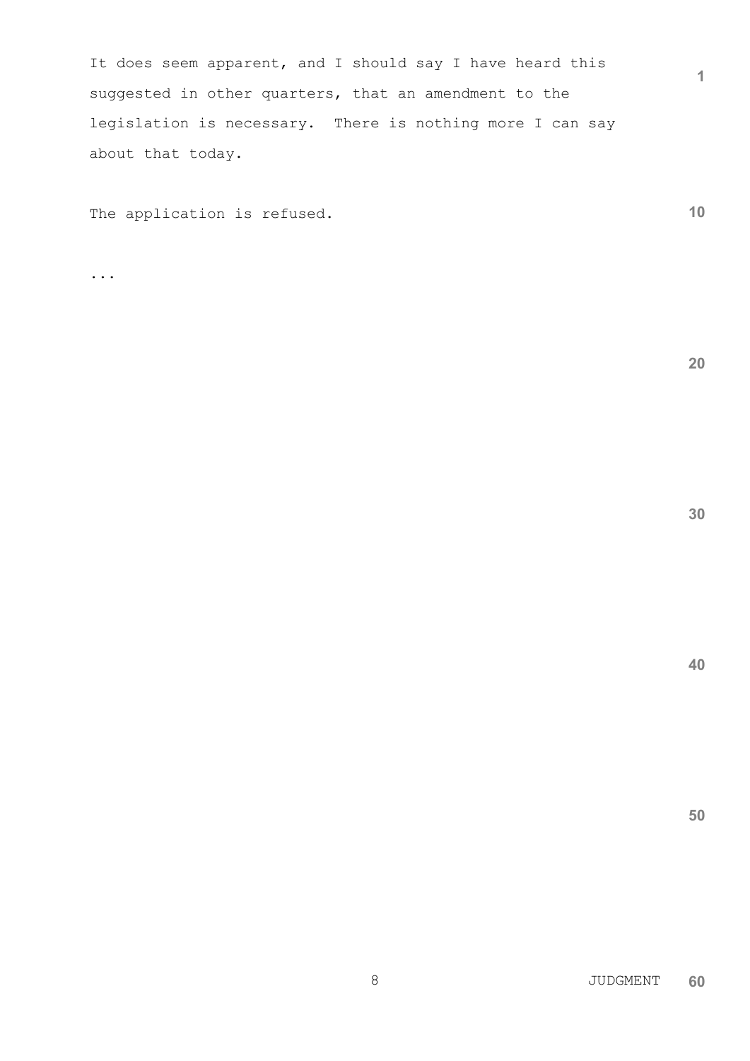It does seem apparent, and I should say I have heard this suggested in other quarters, that an amendment to the legislation is necessary. There is nothing more I can say about that today.

The application is refused.

...